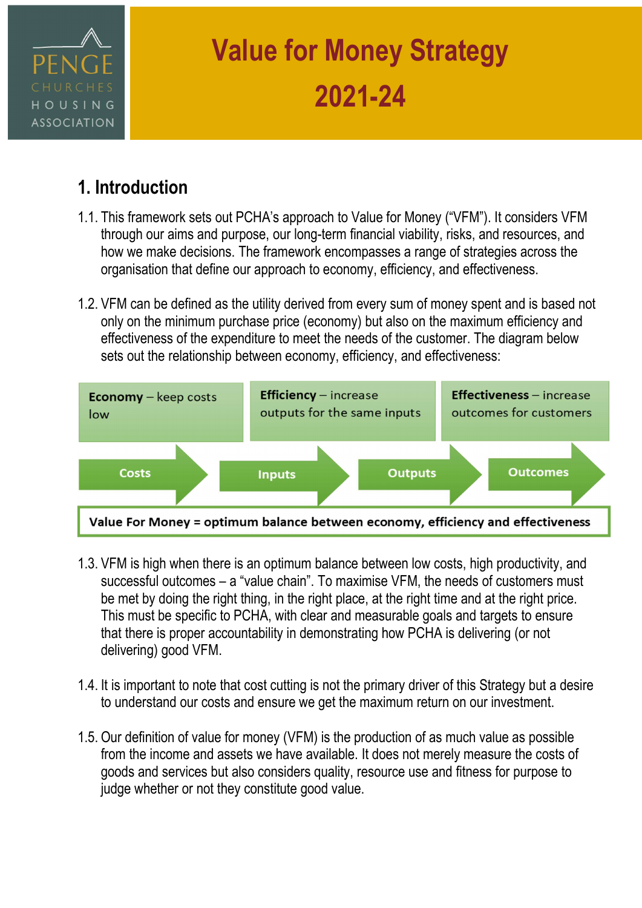PENGE CHURCHES HOUSING ASSOCIATION

# Value for Money Strategy 2021-24

## 1. Introduction

1.1. This framework sets out PCHA's approach to Value for Money ("VFM"). It considers VFM through our aims and purpose, our long-term financial viability, risks, and resources, and how we make decisions. The framework encompasses a range of strategies across the organisation that define our approach to economy, efficiency, and effectiveness.

1.2. VFM can be defined as the utility derived from every sum of money spent and is based not only on the minimum purchase price (economy) but also on the maximum efficiency and effectiveness of the expenditure to meet the needs of the customer. The diagram below sets out the relationship between economy, efficiency, and effectiveness:

| **Economy** – keep costs low | **Efficiency** – increase outputs for the same inputs | **Effectiveness** – increase outcomes for customers |
|---|---|---|

Costs → Inputs → Outputs → Outcomes

**Value For Money = optimum balance between economy, efficiency and effectiveness**

1.3. VFM is high when there is an optimum balance between low costs, high productivity, and successful outcomes – a "value chain". To maximise VFM, the needs of customers must be met by doing the right thing, in the right place, at the right time and at the right price. This must be specific to PCHA, with clear and measurable goals and targets to ensure that there is proper accountability in demonstrating how PCHA is delivering (or not delivering) good VFM.

1.4. It is important to note that cost cutting is not the primary driver of this Strategy but a desire to understand our costs and ensure we get the maximum return on our investment.

1.5. Our definition of value for money (VFM) is the production of as much value as possible from the income and assets we have available. It does not merely measure the costs of goods and services but also considers quality, resource use and fitness for purpose to judge whether or not they constitute good value.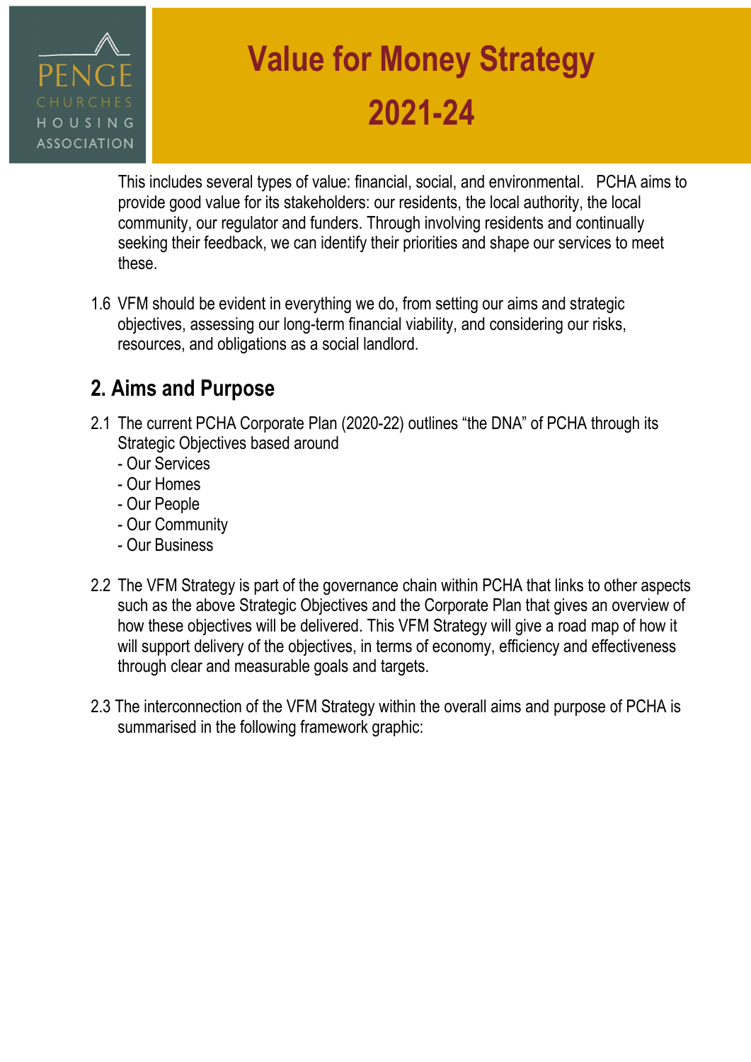This includes several types of value: financial, social, and environmental. PCHA aims to provide good value for its stakeholders: our residents, the local authority, the local community, our regulator and funders. Through involving residents and continually seeking their feedback, we can identify their priorities and shape our services to meet these.

1.6 VFM should be evident in everything we do, from setting our aims and strategic objectives, assessing our long-term financial viability, and considering our risks, resources, and obligations as a social landlord.

## 2. Aims and Purpose

2.1 The current PCHA Corporate Plan (2020-22) outlines "the DNA" of PCHA through its Strategic Objectives based around

- Our Services
- Our Homes
- Our People
- Our Community
- Our Business

2.2 The VFM Strategy is part of the governance chain within PCHA that links to other aspects such as the above Strategic Objectives and the Corporate Plan that gives an overview of how these objectives will be delivered. This VFM Strategy will give a road map of how it will support delivery of the objectives, in terms of economy, efficiency and effectiveness through clear and measurable goals and targets.

2.3 The interconnection of the VFM Strategy within the overall aims and purpose of PCHA is summarised in the following framework graphic: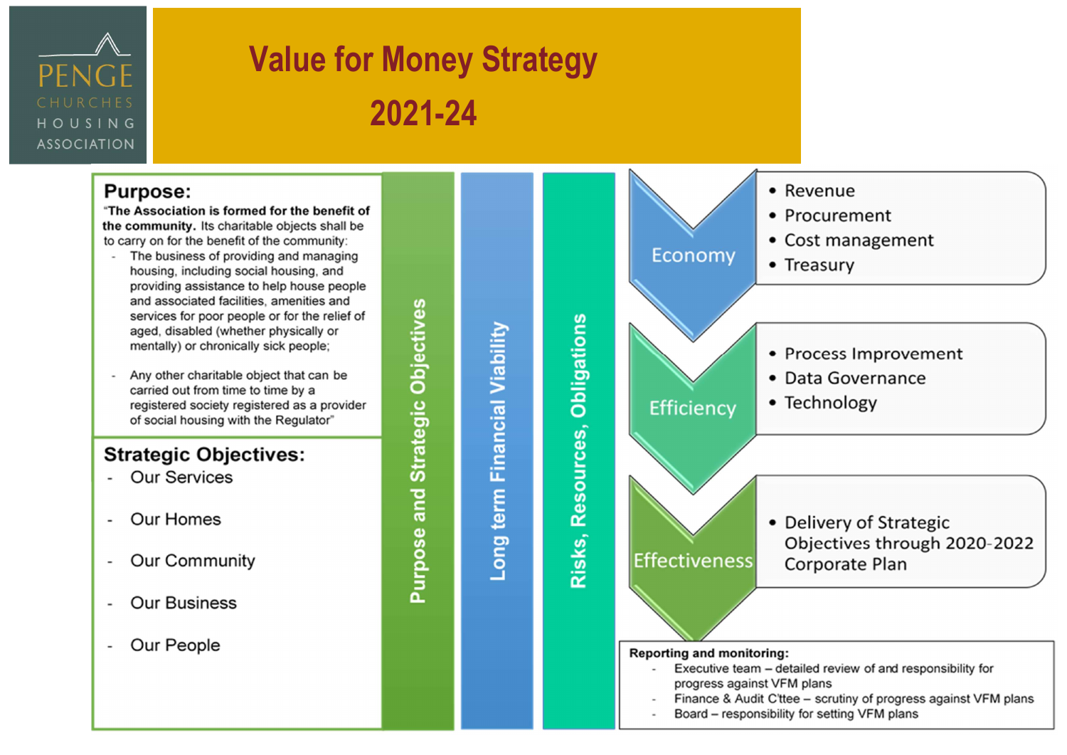PENGE CHURCHES HOUSING ASSOCIATION

# Value for Money Strategy 2021-24

## Purpose:

"**The Association is formed for the benefit of the community.** Its charitable objects shall be to carry on for the benefit of the community:

- The business of providing and managing housing, including social housing, and providing assistance to help house people and associated facilities, amenities and services for poor people or for the relief of aged, disabled (whether physically or mentally) or chronically sick people;
- Any other charitable object that can be carried out from time to time by a registered society registered as a provider of social housing with the Regulator"

## Strategic Objectives:

- Our Services
- Our Homes
- Our Community
- Our Business
- Our People

**Purpose and Strategic Objectives**

**Long term Financial Viability**

**Risks, Resources, Obligations**

### Economy

- Revenue
- Procurement
- Cost management
- Treasury

### Efficiency

- Process Improvement
- Data Governance
- Technology

### Effectiveness

- Delivery of Strategic Objectives through 2020-2022 Corporate Plan

**Reporting and monitoring:**

- Executive team – detailed review of and responsibility for progress against VFM plans
- Finance & Audit C'ttee – scrutiny of progress against VFM plans
- Board – responsibility for setting VFM plans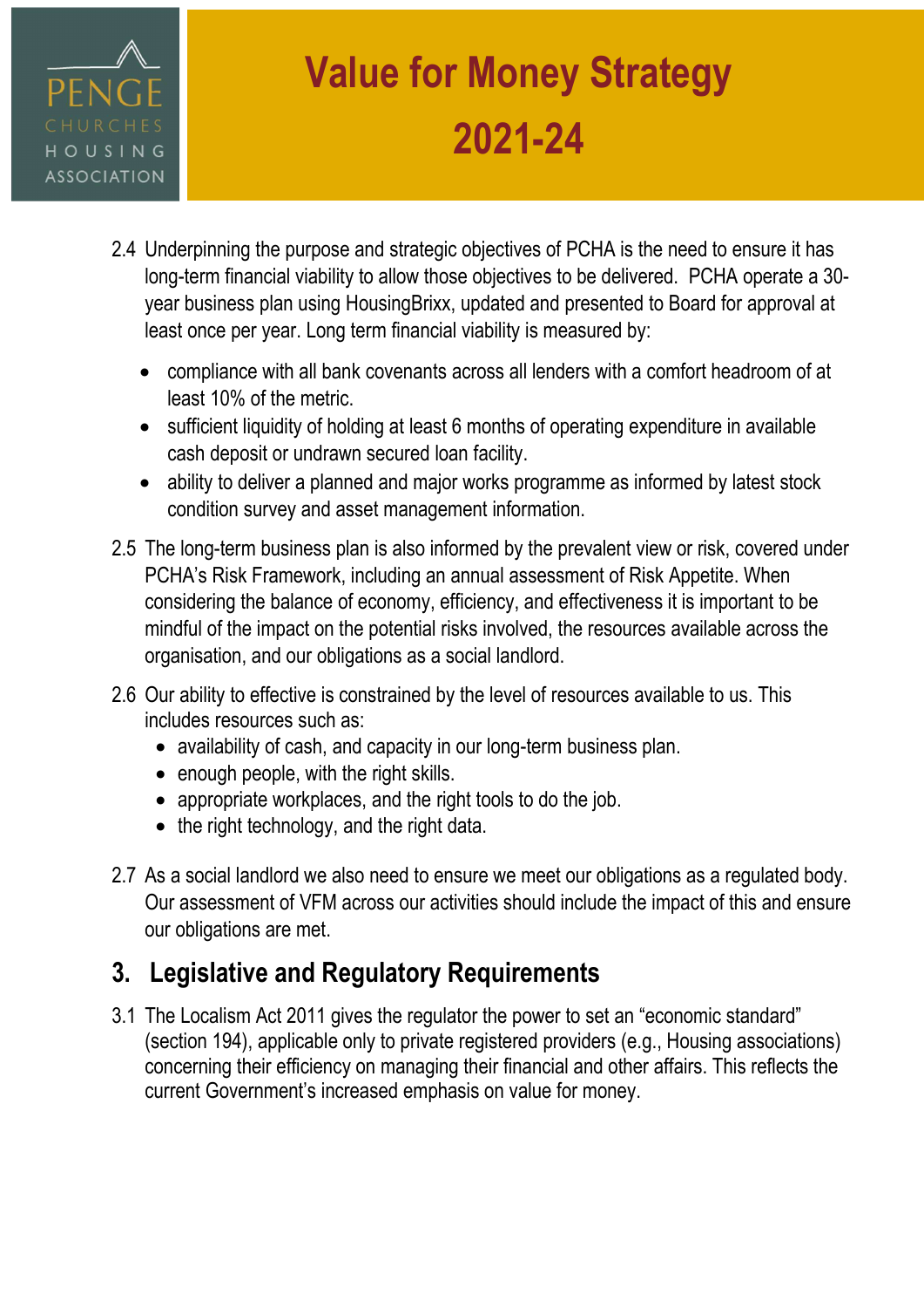2.4 Underpinning the purpose and strategic objectives of PCHA is the need to ensure it has long-term financial viability to allow those objectives to be delivered. PCHA operate a 30-year business plan using HousingBrixx, updated and presented to Board for approval at least once per year. Long term financial viability is measured by:

- compliance with all bank covenants across all lenders with a comfort headroom of at least 10% of the metric.
- sufficient liquidity of holding at least 6 months of operating expenditure in available cash deposit or undrawn secured loan facility.
- ability to deliver a planned and major works programme as informed by latest stock condition survey and asset management information.

2.5 The long-term business plan is also informed by the prevalent view or risk, covered under PCHA's Risk Framework, including an annual assessment of Risk Appetite. When considering the balance of economy, efficiency, and effectiveness it is important to be mindful of the impact on the potential risks involved, the resources available across the organisation, and our obligations as a social landlord.

2.6 Our ability to effective is constrained by the level of resources available to us. This includes resources such as:

- availability of cash, and capacity in our long-term business plan.
- enough people, with the right skills.
- appropriate workplaces, and the right tools to do the job.
- the right technology, and the right data.

2.7 As a social landlord we also need to ensure we meet our obligations as a regulated body. Our assessment of VFM across our activities should include the impact of this and ensure our obligations are met.

## 3. Legislative and Regulatory Requirements

3.1 The Localism Act 2011 gives the regulator the power to set an "economic standard" (section 194), applicable only to private registered providers (e.g., Housing associations) concerning their efficiency on managing their financial and other affairs. This reflects the current Government's increased emphasis on value for money.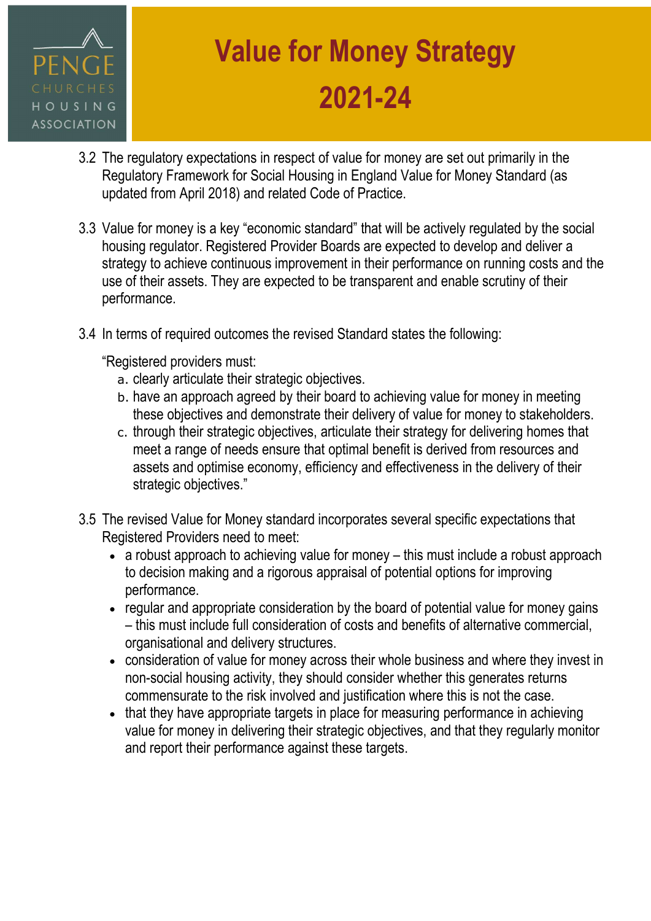3.2 The regulatory expectations in respect of value for money are set out primarily in the Regulatory Framework for Social Housing in England Value for Money Standard (as updated from April 2018) and related Code of Practice.

3.3 Value for money is a key "economic standard" that will be actively regulated by the social housing regulator. Registered Provider Boards are expected to develop and deliver a strategy to achieve continuous improvement in their performance on running costs and the use of their assets. They are expected to be transparent and enable scrutiny of their performance.

3.4 In terms of required outcomes the revised Standard states the following:

"Registered providers must:

a. clearly articulate their strategic objectives.
b. have an approach agreed by their board to achieving value for money in meeting these objectives and demonstrate their delivery of value for money to stakeholders.
c. through their strategic objectives, articulate their strategy for delivering homes that meet a range of needs ensure that optimal benefit is derived from resources and assets and optimise economy, efficiency and effectiveness in the delivery of their strategic objectives."

3.5 The revised Value for Money standard incorporates several specific expectations that Registered Providers need to meet:

- a robust approach to achieving value for money – this must include a robust approach to decision making and a rigorous appraisal of potential options for improving performance.
- regular and appropriate consideration by the board of potential value for money gains – this must include full consideration of costs and benefits of alternative commercial, organisational and delivery structures.
- consideration of value for money across their whole business and where they invest in non-social housing activity, they should consider whether this generates returns commensurate to the risk involved and justification where this is not the case.
- that they have appropriate targets in place for measuring performance in achieving value for money in delivering their strategic objectives, and that they regularly monitor and report their performance against these targets.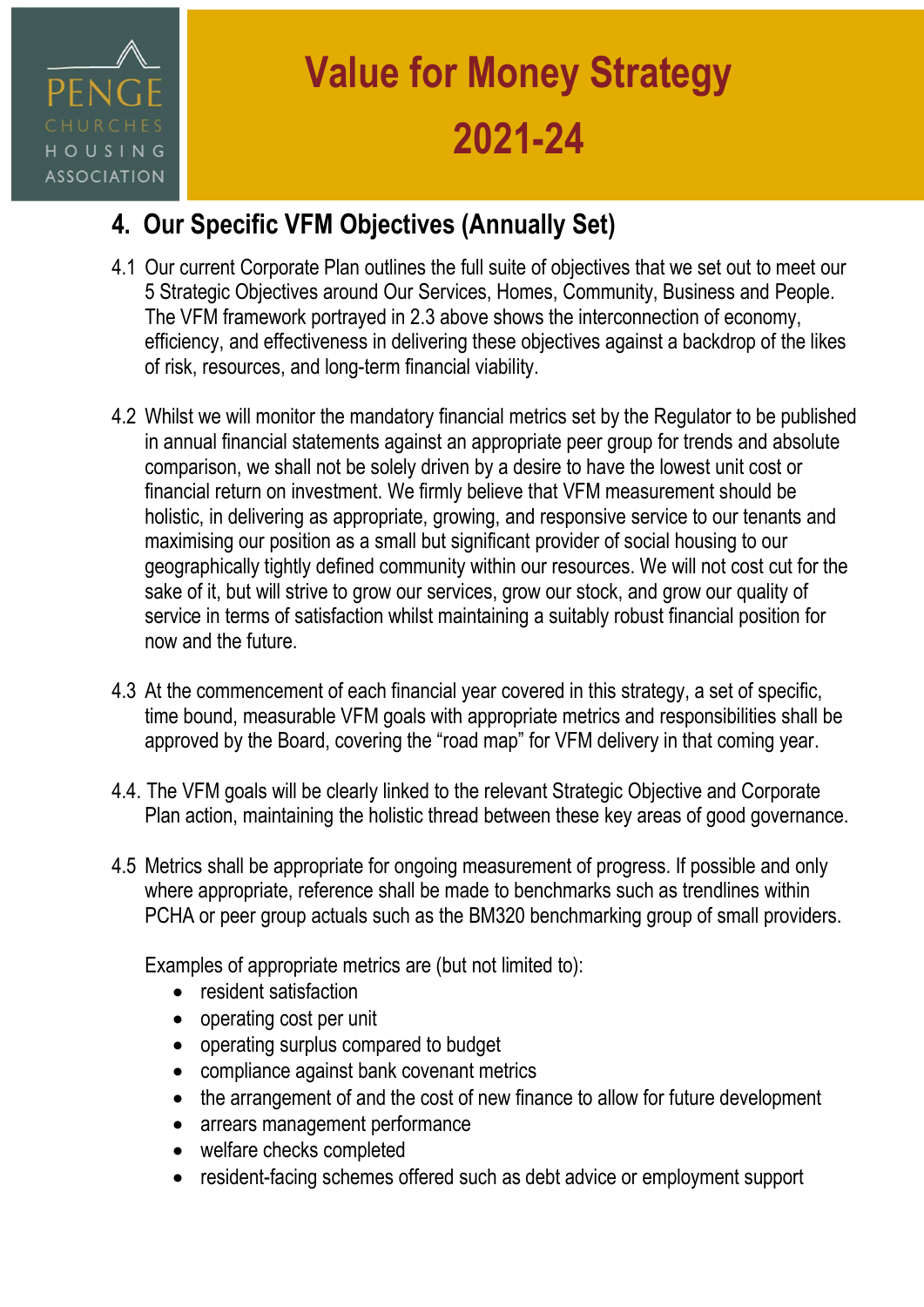## 4. Our Specific VFM Objectives (Annually Set)

4.1 Our current Corporate Plan outlines the full suite of objectives that we set out to meet our 5 Strategic Objectives around Our Services, Homes, Community, Business and People. The VFM framework portrayed in 2.3 above shows the interconnection of economy, efficiency, and effectiveness in delivering these objectives against a backdrop of the likes of risk, resources, and long-term financial viability.

4.2 Whilst we will monitor the mandatory financial metrics set by the Regulator to be published in annual financial statements against an appropriate peer group for trends and absolute comparison, we shall not be solely driven by a desire to have the lowest unit cost or financial return on investment. We firmly believe that VFM measurement should be holistic, in delivering as appropriate, growing, and responsive service to our tenants and maximising our position as a small but significant provider of social housing to our geographically tightly defined community within our resources. We will not cost cut for the sake of it, but will strive to grow our services, grow our stock, and grow our quality of service in terms of satisfaction whilst maintaining a suitably robust financial position for now and the future.

4.3 At the commencement of each financial year covered in this strategy, a set of specific, time bound, measurable VFM goals with appropriate metrics and responsibilities shall be approved by the Board, covering the "road map" for VFM delivery in that coming year.

4.4. The VFM goals will be clearly linked to the relevant Strategic Objective and Corporate Plan action, maintaining the holistic thread between these key areas of good governance.

4.5 Metrics shall be appropriate for ongoing measurement of progress. If possible and only where appropriate, reference shall be made to benchmarks such as trendlines within PCHA or peer group actuals such as the BM320 benchmarking group of small providers.

Examples of appropriate metrics are (but not limited to):

- resident satisfaction
- operating cost per unit
- operating surplus compared to budget
- compliance against bank covenant metrics
- the arrangement of and the cost of new finance to allow for future development
- arrears management performance
- welfare checks completed
- resident-facing schemes offered such as debt advice or employment support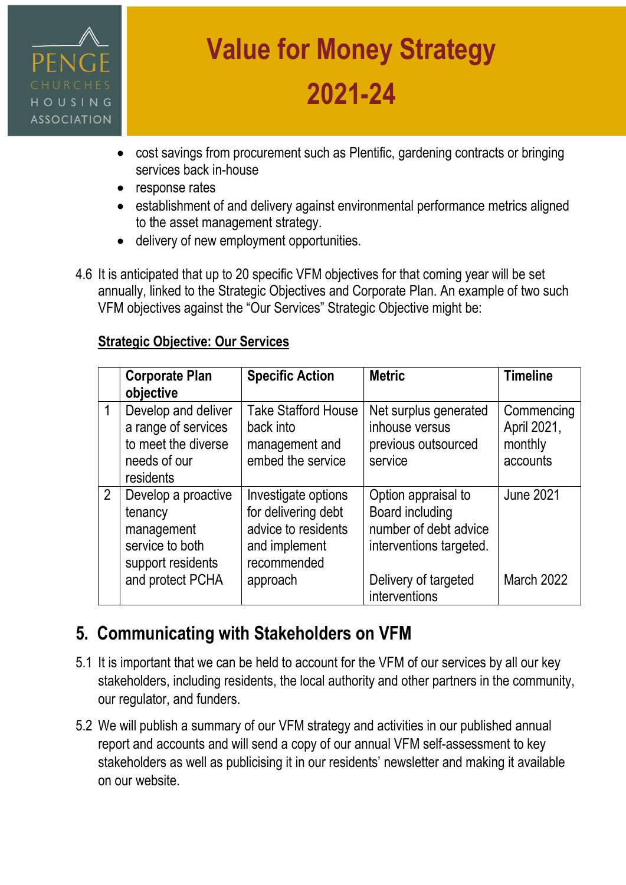- cost savings from procurement such as Plentific, gardening contracts or bringing services back in-house
- response rates
- establishment of and delivery against environmental performance metrics aligned to the asset management strategy.
- delivery of new employment opportunities.

4.6 It is anticipated that up to 20 specific VFM objectives for that coming year will be set annually, linked to the Strategic Objectives and Corporate Plan. An example of two such VFM objectives against the "Our Services" Strategic Objective might be:

**Strategic Objective: Our Services**

| | Corporate Plan objective | Specific Action | Metric | Timeline |
|---|---|---|---|---|
| 1 | Develop and deliver a range of services to meet the diverse needs of our residents | Take Stafford House back into management and embed the service | Net surplus generated inhouse versus previous outsourced service | Commencing April 2021, monthly accounts |
| 2 | Develop a proactive tenancy management service to both support residents and protect PCHA | Investigate options for delivering debt advice to residents and implement recommended approach | Option appraisal to Board including number of debt advice interventions targeted.<br><br>Delivery of targeted interventions | June 2021<br><br>March 2022 |

## 5. Communicating with Stakeholders on VFM

5.1 It is important that we can be held to account for the VFM of our services by all our key stakeholders, including residents, the local authority and other partners in the community, our regulator, and funders.

5.2 We will publish a summary of our VFM strategy and activities in our published annual report and accounts and will send a copy of our annual VFM self-assessment to key stakeholders as well as publicising it in our residents' newsletter and making it available on our website.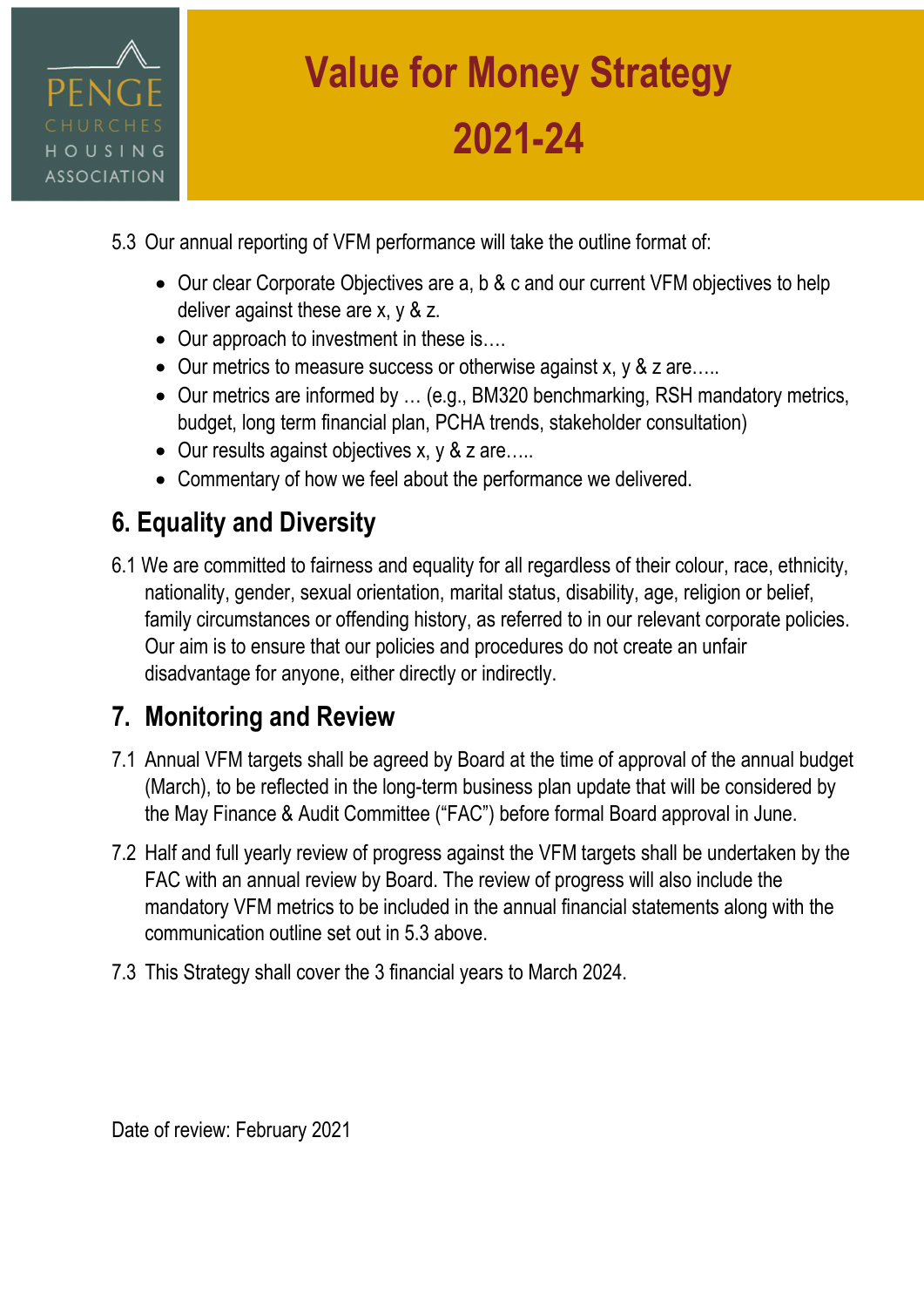5.3 Our annual reporting of VFM performance will take the outline format of:

- Our clear Corporate Objectives are a, b & c and our current VFM objectives to help deliver against these are x, y & z.
- Our approach to investment in these is….
- Our metrics to measure success or otherwise against x, y & z are…..
- Our metrics are informed by … (e.g., BM320 benchmarking, RSH mandatory metrics, budget, long term financial plan, PCHA trends, stakeholder consultation)
- Our results against objectives x, y & z are…..
- Commentary of how we feel about the performance we delivered.

## 6. Equality and Diversity

6.1 We are committed to fairness and equality for all regardless of their colour, race, ethnicity, nationality, gender, sexual orientation, marital status, disability, age, religion or belief, family circumstances or offending history, as referred to in our relevant corporate policies. Our aim is to ensure that our policies and procedures do not create an unfair disadvantage for anyone, either directly or indirectly.

## 7. Monitoring and Review

7.1 Annual VFM targets shall be agreed by Board at the time of approval of the annual budget (March), to be reflected in the long-term business plan update that will be considered by the May Finance & Audit Committee ("FAC") before formal Board approval in June.

7.2 Half and full yearly review of progress against the VFM targets shall be undertaken by the FAC with an annual review by Board. The review of progress will also include the mandatory VFM metrics to be included in the annual financial statements along with the communication outline set out in 5.3 above.

7.3 This Strategy shall cover the 3 financial years to March 2024.

Date of review: February 2021